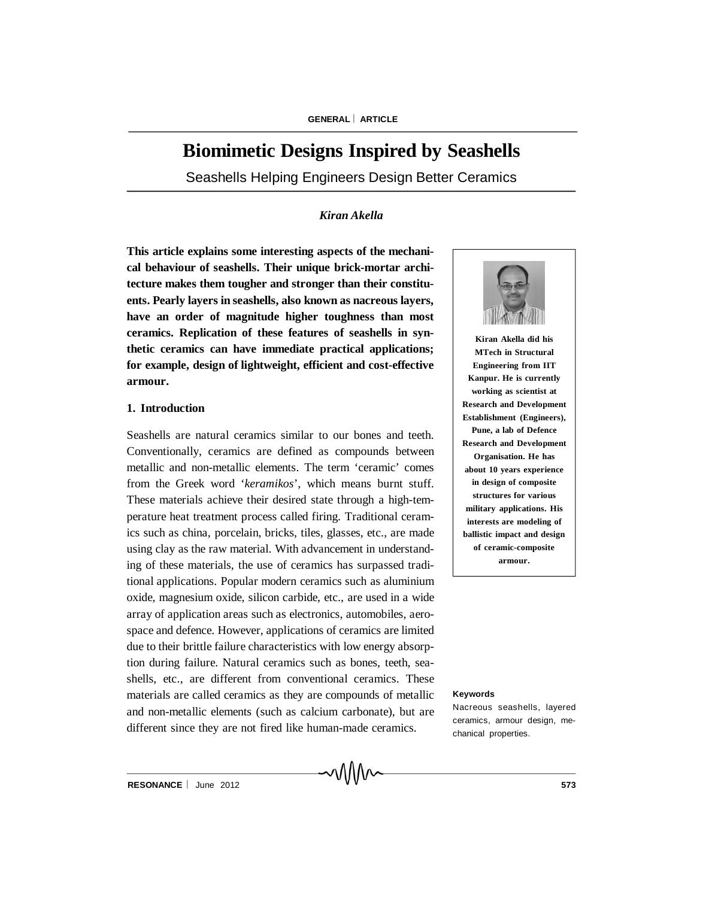# Biomimetic Designs Inspired by Seashells

Seashells Helping Engineers Design Better Ceramics

*Kiran Akella*

**This article explains some interesting aspects of the mechanical behaviour of seashells. Their unique brick-mortar architecture makes them tougher and stronger than their constituents. Pearly layers in seashells, also known as nacreous layers, have an order of magnitude higher toughness than most ceramics. Replication of these features of seashells in synthetic ceramics can have immediate practical applications; for example, design of lightweight, efficient and cost-effective armour.**

**Kiran Akella did his MTech in Structural Engineering from IIT Kanpur. He is currently working as scientist at Research and Development Establishment (Engineers), Pune, a lab of Defence Research and Development Organisation. He has about 10 years experience in design of composite structures for various military applications. His interests are modeling of ballistic impact and design of ceramic-composite armour.**

## 1. Introduction

Seashells are natural ceramics similar to our bones and teeth. Conventionally, ceramics are defined as compounds between metallic and non-metallic elements. The term 'ceramic' comes from the Greek word '*keramikos*', which means burnt stuff. These materials achieve their desired state through a high-temperature heat treatment process called firing. Traditional ceramics such as china, porcelain, bricks, tiles, glasses, etc., are made using clay as the raw material. With advancement in understanding of these materials, the use of ceramics has surpassed traditional applications. Popular modern ceramics such as aluminium oxide, magnesium oxide, silicon carbide, etc., are used in a wide array of application areas such as electronics, automobiles, aerospace and defence. However, applications of ceramics are limited due to their brittle failure characteristics with low energy absorption during failure. Natural ceramics such as bones, teeth, seashells, etc., are different from conventional ceramics. These materials are called ceramics as they are compounds of metallic and non-metallic elements (such as calcium carbonate), but are different since they are not fired like human-made ceramics.

**Keywords**

Nacreous seashells, layered ceramics, armour design, mechanical properties.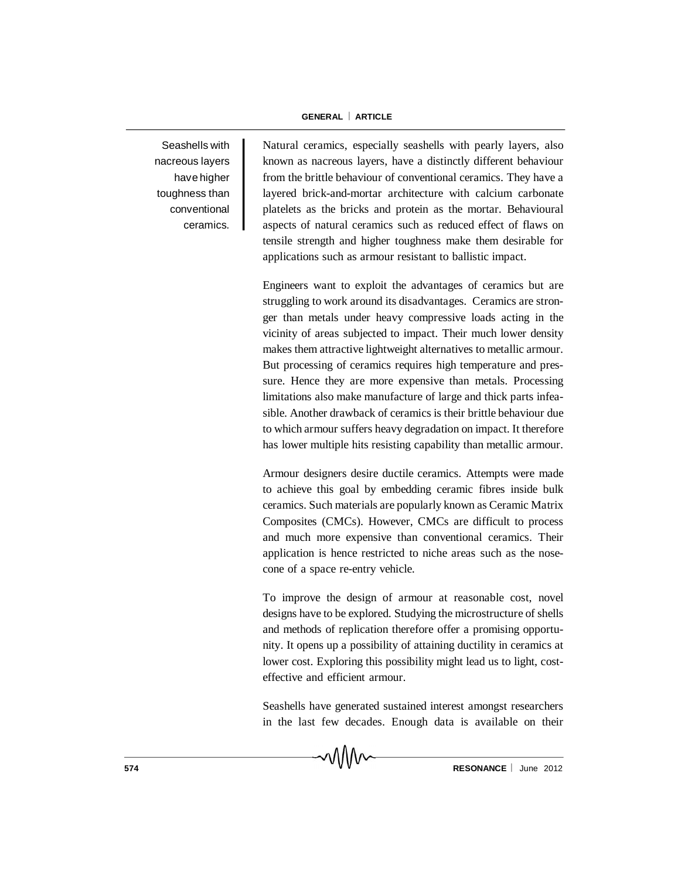Seashells with nacreous layers have higher toughness than conventional ceramics.

Natural ceramics, especially seashells with pearly layers, also known as nacreous layers, have a distinctly different behaviour from the brittle behaviour of conventional ceramics. They have a layered brick-and-mortar architecture with calcium carbonate platelets as the bricks and protein as the mortar. Behavioural aspects of natural ceramics such as reduced effect of flaws on tensile strength and higher toughness make them desirable for applications such as armour resistant to ballistic impact.

Engineers want to exploit the advantages of ceramics but are struggling to work around its disadvantages. Ceramics are stronger than metals under heavy compressive loads acting in the vicinity of areas subjected to impact. Their much lower density makes them attractive lightweight alternatives to metallic armour. But processing of ceramics requires high temperature and pressure. Hence they are more expensive than metals. Processing limitations also make manufacture of large and thick parts infeasible. Another drawback of ceramics is their brittle behaviour due to which armour suffers heavy degradation on impact. It therefore has lower multiple hits resisting capability than metallic armour.

Armour designers desire ductile ceramics. Attempts were made to achieve this goal by embedding ceramic fibres inside bulk ceramics. Such materials are popularly known as Ceramic Matrix Composites (CMCs). However, CMCs are difficult to process and much more expensive than conventional ceramics. Their application is hence restricted to niche areas such as the nose-cone of a space re-entry vehicle.

To improve the design of armour at reasonable cost, novel designs have to be explored. Studying the microstructure of shells and methods of replication therefore offer a promising opportunity. It opens up a possibility of attaining ductility in ceramics at lower cost. Exploring this possibility might lead us to light, cost-effective and efficient armour.

Seashells have generated sustained interest amongst researchers in the last few decades. Enough data is available on their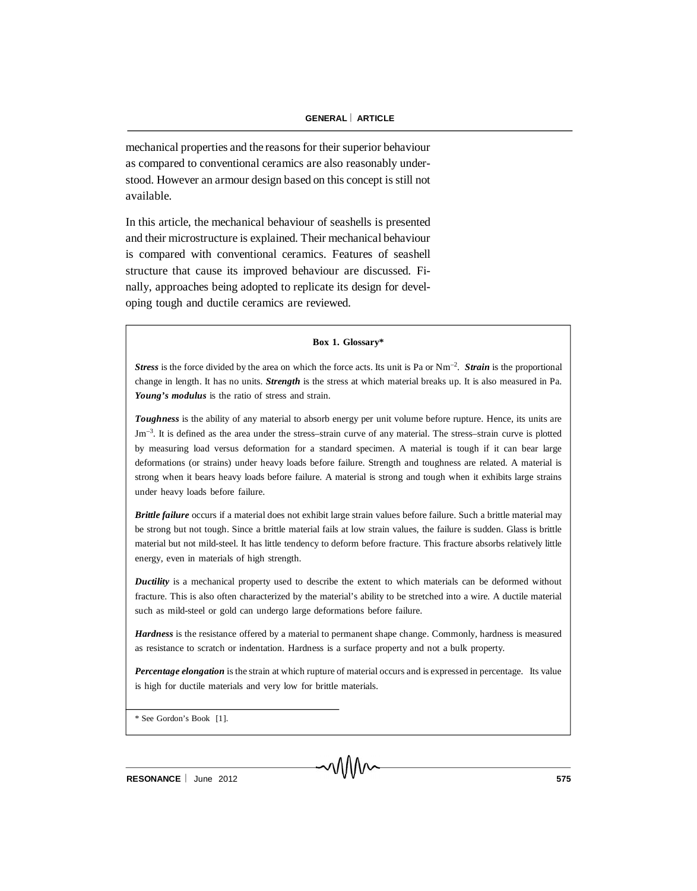mechanical properties and the reasons for their superior behaviour as compared to conventional ceramics are also reasonably understood. However an armour design based on this concept is still not available.

In this article, the mechanical behaviour of seashells is presented and their microstructure is explained. Their mechanical behaviour is compared with conventional ceramics. Features of seashell structure that cause its improved behaviour are discussed. Finally, approaches being adopted to replicate its design for developing tough and ductile ceramics are reviewed.

**Box 1. Glossary***

***Stress*** is the force divided by the area on which the force acts. Its unit is Pa or $Nm^{-2}$. ***Strain*** is the proportional change in length. It has no units. ***Strength*** is the stress at which material breaks up. It is also measured in Pa. ***Young's modulus*** is the ratio of stress and strain.

***Toughness*** is the ability of any material to absorb energy per unit volume before rupture. Hence, its units are $Jm^{-3}$. It is defined as the area under the stress–strain curve of any material. The stress–strain curve is plotted by measuring load versus deformation for a standard specimen. A material is tough if it can bear large deformations (or strains) under heavy loads before failure. Strength and toughness are related. A material is strong when it bears heavy loads before failure. A material is strong and tough when it exhibits large strains under heavy loads before failure.

***Brittle failure*** occurs if a material does not exhibit large strain values before failure. Such a brittle material may be strong but not tough. Since a brittle material fails at low strain values, the failure is sudden. Glass is brittle material but not mild-steel. It has little tendency to deform before fracture. This fracture absorbs relatively little energy, even in materials of high strength.

***Ductility*** is a mechanical property used to describe the extent to which materials can be deformed without fracture. This is also often characterized by the material's ability to be stretched into a wire. A ductile material such as mild-steel or gold can undergo large deformations before failure.

***Hardness*** is the resistance offered by a material to permanent shape change. Commonly, hardness is measured as resistance to scratch or indentation. Hardness is a surface property and not a bulk property.

***Percentage elongation*** is the strain at which rupture of material occurs and is expressed in percentage. Its value is high for ductile materials and very low for brittle materials.

\* See Gordon's Book [1].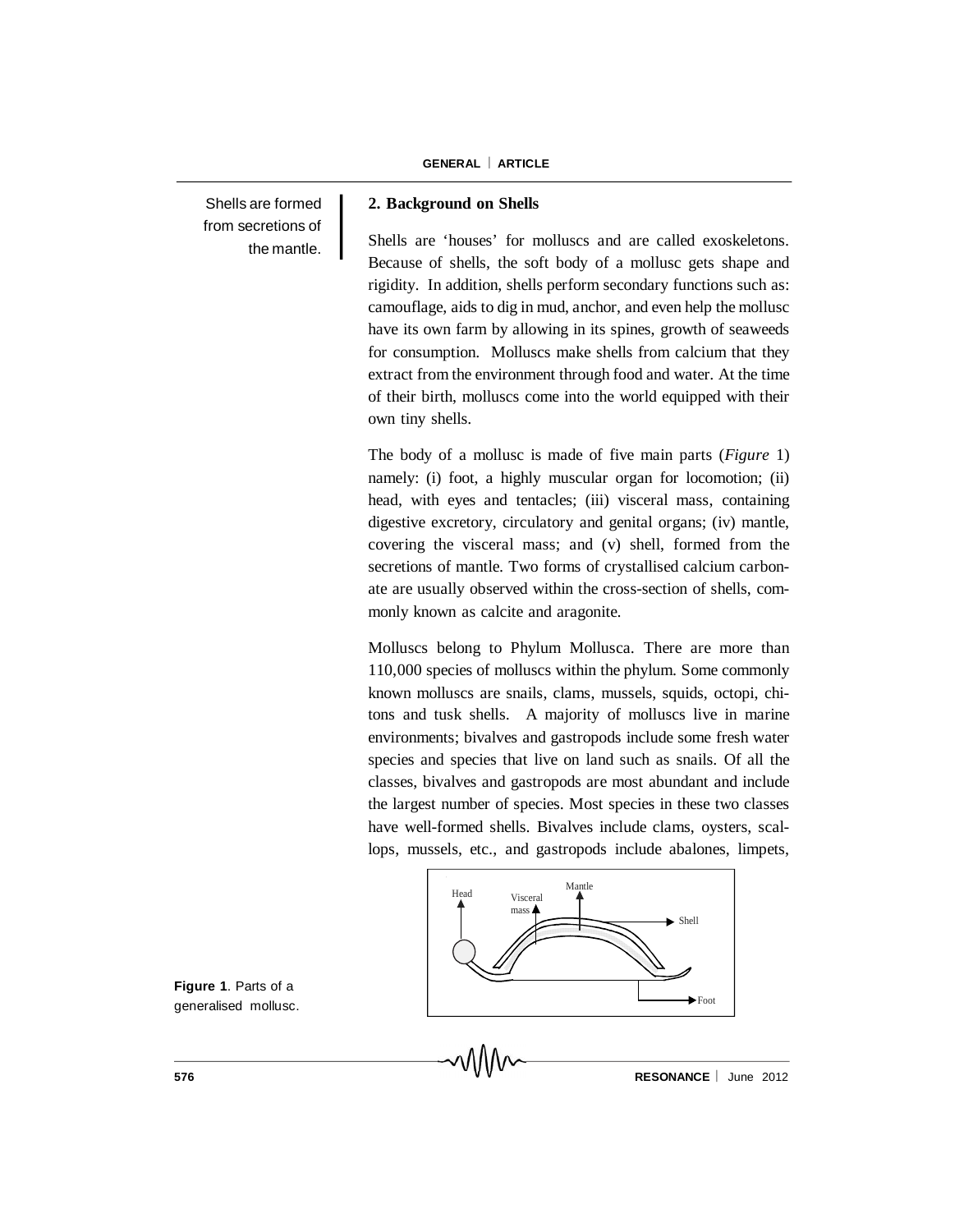Shells are formed from secretions of the mantle.

## 2. Background on Shells

Shells are 'houses' for molluscs and are called exoskeletons. Because of shells, the soft body of a mollusc gets shape and rigidity. In addition, shells perform secondary functions such as: camouflage, aids to dig in mud, anchor, and even help the mollusc have its own farm by allowing in its spines, growth of seaweeds for consumption. Molluscs make shells from calcium that they extract from the environment through food and water. At the time of their birth, molluscs come into the world equipped with their own tiny shells.

The body of a mollusc is made of five main parts (*Figure* 1) namely: (i) foot, a highly muscular organ for locomotion; (ii) head, with eyes and tentacles; (iii) visceral mass, containing digestive excretory, circulatory and genital organs; (iv) mantle, covering the visceral mass; and (v) shell, formed from the secretions of mantle. Two forms of crystallised calcium carbonate are usually observed within the cross-section of shells, commonly known as calcite and aragonite.

Molluscs belong to Phylum Mollusca. There are more than 110,000 species of molluscs within the phylum. Some commonly known molluscs are snails, clams, mussels, squids, octopi, chitons and tusk shells. A majority of molluscs live in marine environments; bivalves and gastropods include some fresh water species and species that live on land such as snails. Of all the classes, bivalves and gastropods are most abundant and include the largest number of species. Most species in these two classes have well-formed shells. Bivalves include clams, oysters, scallops, mussels, etc., and gastropods include abalones, limpets,

**Figure 1**. Parts of a generalised mollusc.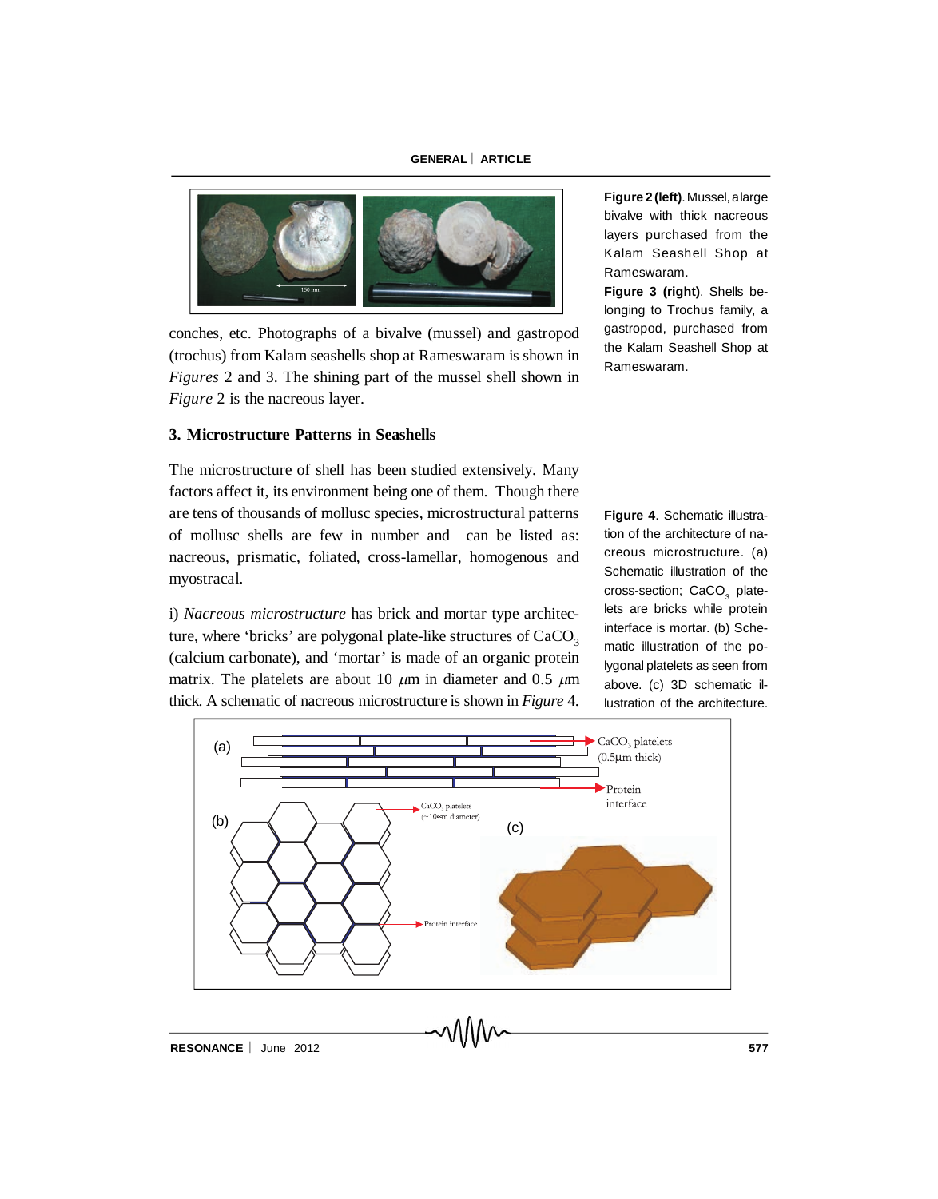conches, etc. Photographs of a bivalve (mussel) and gastropod (trochus) from Kalam seashells shop at Rameswaram is shown in *Figures* 2 and 3. The shining part of the mussel shell shown in *Figure* 2 is the nacreous layer.

**Figure 2 (left)**. Mussel, a large bivalve with thick nacreous layers purchased from the Kalam Seashell Shop at Rameswaram.

**Figure 3 (right)**. Shells belonging to Trochus family, a gastropod, purchased from the Kalam Seashell Shop at Rameswaram.

### 3. Microstructure Patterns in Seashells

The microstructure of shell has been studied extensively. Many factors affect it, its environment being one of them. Though there are tens of thousands of mollusc species, microstructural patterns of mollusc shells are few in number and can be listed as: nacreous, prismatic, foliated, cross-lamellar, homogenous and myostracal.

i) *Nacreous microstructure* has brick and mortar type architecture, where 'bricks' are polygonal plate-like structures of $CaCO_3$ (calcium carbonate), and 'mortar' is made of an organic protein matrix. The platelets are about 10 $\mu$m in diameter and 0.5 $\mu$m thick. A schematic of nacreous microstructure is shown in *Figure* 4.

**Figure 4**. Schematic illustration of the architecture of nacreous microstructure. (a) Schematic illustration of the cross-section; $CaCO_3$ platelets are bricks while protein interface is mortar. (b) Schematic illustration of the polygonal platelets as seen from above. (c) 3D schematic illustration of the architecture.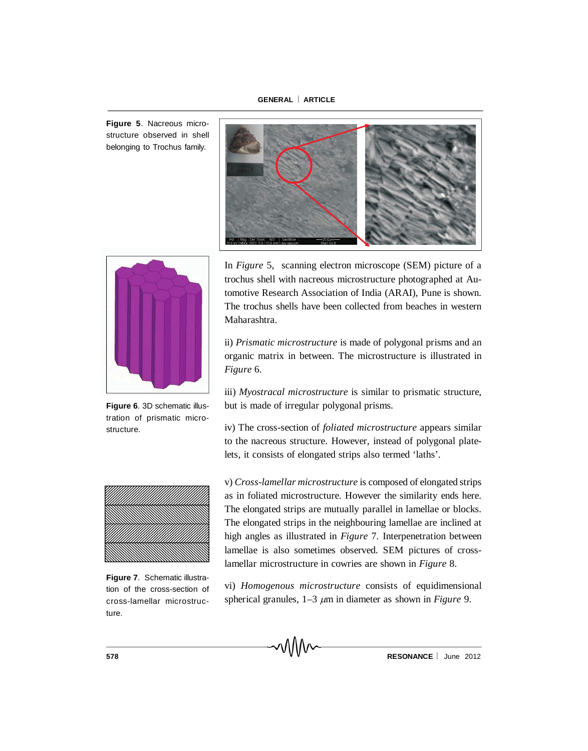Figure 5. Nacreous microstructure observed in shell belonging to Trochus family.

Figure 6. 3D schematic illustration of prismatic microstructure.

Figure 7. Schematic illustration of the cross-section of cross-lamellar microstructure.

In *Figure* 5, scanning electron microscope (SEM) picture of a trochus shell with nacreous microstructure photographed at Automotive Research Association of India (ARAI), Pune is shown. The trochus shells have been collected from beaches in western Maharashtra.

ii) *Prismatic microstructure* is made of polygonal prisms and an organic matrix in between. The microstructure is illustrated in *Figure* 6.

iii) *Myostracal microstructure* is similar to prismatic structure, but is made of irregular polygonal prisms.

iv) The cross-section of *foliated microstructure* appears similar to the nacreous structure. However, instead of polygonal platelets, it consists of elongated strips also termed 'laths'.

v) *Cross-lamellar microstructure* is composed of elongated strips as in foliated microstructure. However the similarity ends here. The elongated strips are mutually parallel in lamellae or blocks. The elongated strips in the neighbouring lamellae are inclined at high angles as illustrated in *Figure* 7. Interpenetration between lamellae is also sometimes observed. SEM pictures of cross-lamellar microstructure in cowries are shown in *Figure* 8.

vi) *Homogenous microstructure* consists of equidimensional spherical granules, 1–3 $\mu$m in diameter as shown in *Figure* 9.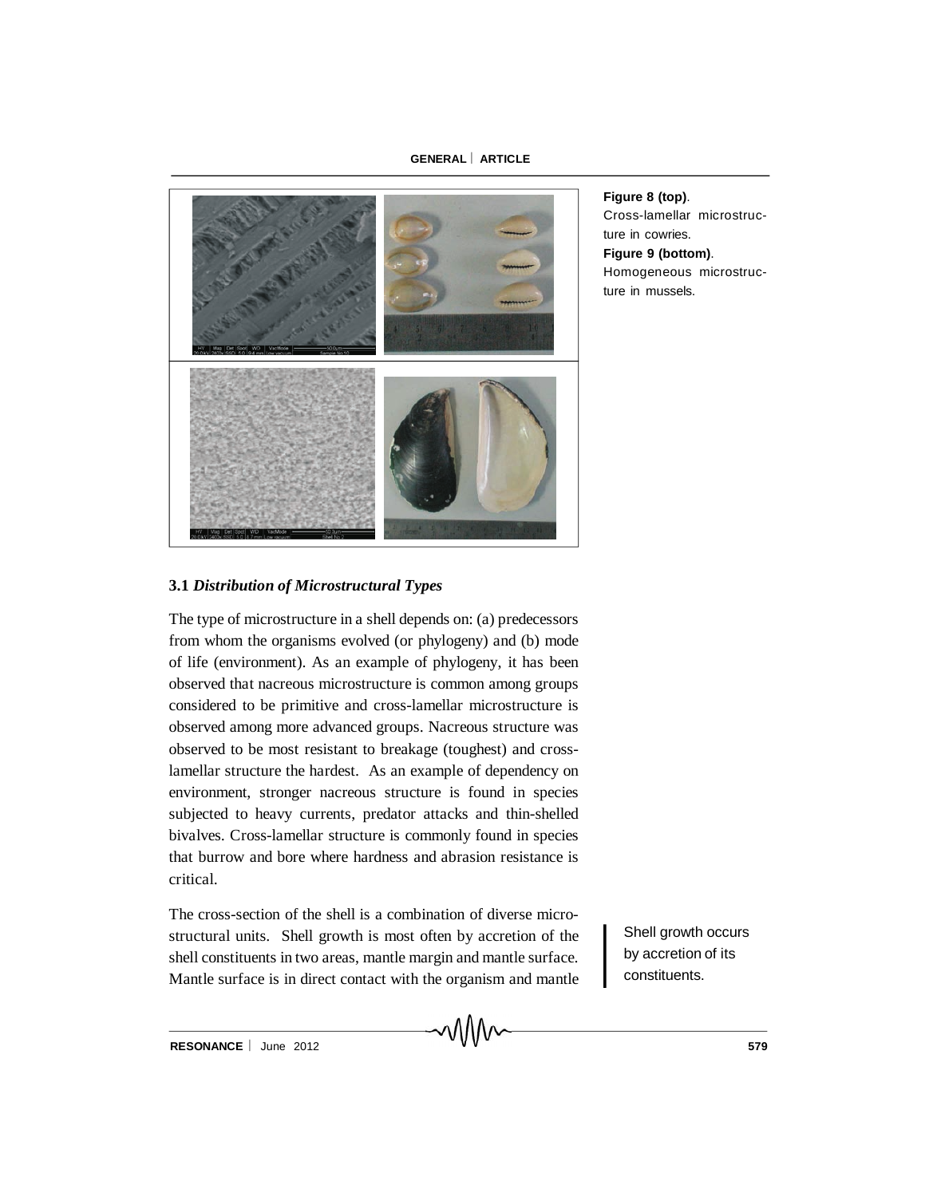Figure 8 (top). Cross-lamellar microstructure in cowries.

Figure 9 (bottom). Homogeneous microstructure in mussels.

### 3.1 *Distribution of Microstructural Types*

The type of microstructure in a shell depends on: (a) predecessors from whom the organisms evolved (or phylogeny) and (b) mode of life (environment). As an example of phylogeny, it has been observed that nacreous microstructure is common among groups considered to be primitive and cross-lamellar microstructure is observed among more advanced groups. Nacreous structure was observed to be most resistant to breakage (toughest) and cross-lamellar structure the hardest. As an example of dependency on environment, stronger nacreous structure is found in species subjected to heavy currents, predator attacks and thin-shelled bivalves. Cross-lamellar structure is commonly found in species that burrow and bore where hardness and abrasion resistance is critical.

The cross-section of the shell is a combination of diverse microstructural units. Shell growth is most often by accretion of the shell constituents in two areas, mantle margin and mantle surface. Mantle surface is in direct contact with the organism and mantle

Shell growth occurs by accretion of its constituents.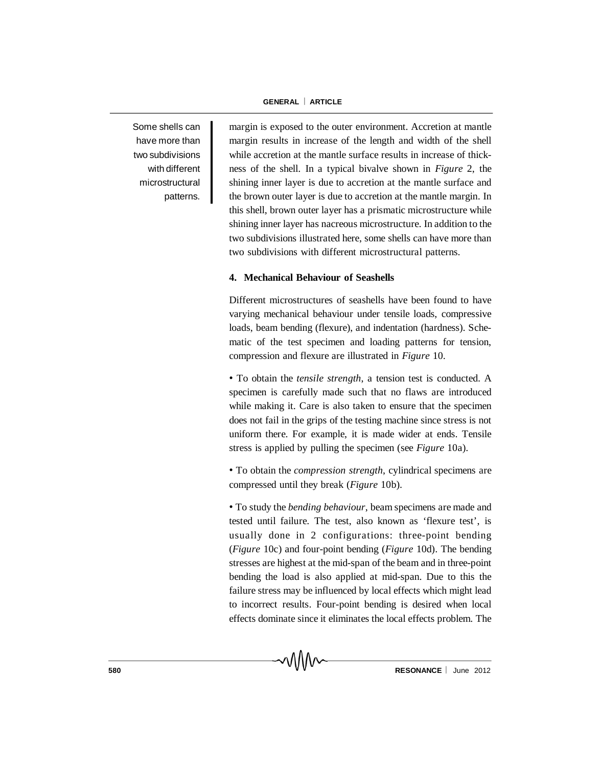Some shells can have more than two subdivisions with different microstructural patterns.

margin is exposed to the outer environment. Accretion at mantle margin results in increase of the length and width of the shell while accretion at the mantle surface results in increase of thickness of the shell. In a typical bivalve shown in *Figure* 2, the shining inner layer is due to accretion at the mantle surface and the brown outer layer is due to accretion at the mantle margin. In this shell, brown outer layer has a prismatic microstructure while shining inner layer has nacreous microstructure. In addition to the two subdivisions illustrated here, some shells can have more than two subdivisions with different microstructural patterns.

## 4. Mechanical Behaviour of Seashells

Different microstructures of seashells have been found to have varying mechanical behaviour under tensile loads, compressive loads, beam bending (flexure), and indentation (hardness). Schematic of the test specimen and loading patterns for tension, compression and flexure are illustrated in *Figure* 10.

- To obtain the *tensile strength*, a tension test is conducted. A specimen is carefully made such that no flaws are introduced while making it. Care is also taken to ensure that the specimen does not fail in the grips of the testing machine since stress is not uniform there. For example, it is made wider at ends. Tensile stress is applied by pulling the specimen (see *Figure* 10a).

- To obtain the *compression strength*, cylindrical specimens are compressed until they break (*Figure* 10b).

- To study the *bending behaviour*, beam specimens are made and tested until failure. The test, also known as 'flexure test', is usually done in 2 configurations: three-point bending (*Figure* 10c) and four-point bending (*Figure* 10d). The bending stresses are highest at the mid-span of the beam and in three-point bending the load is also applied at mid-span. Due to this the failure stress may be influenced by local effects which might lead to incorrect results. Four-point bending is desired when local effects dominate since it eliminates the local effects problem. The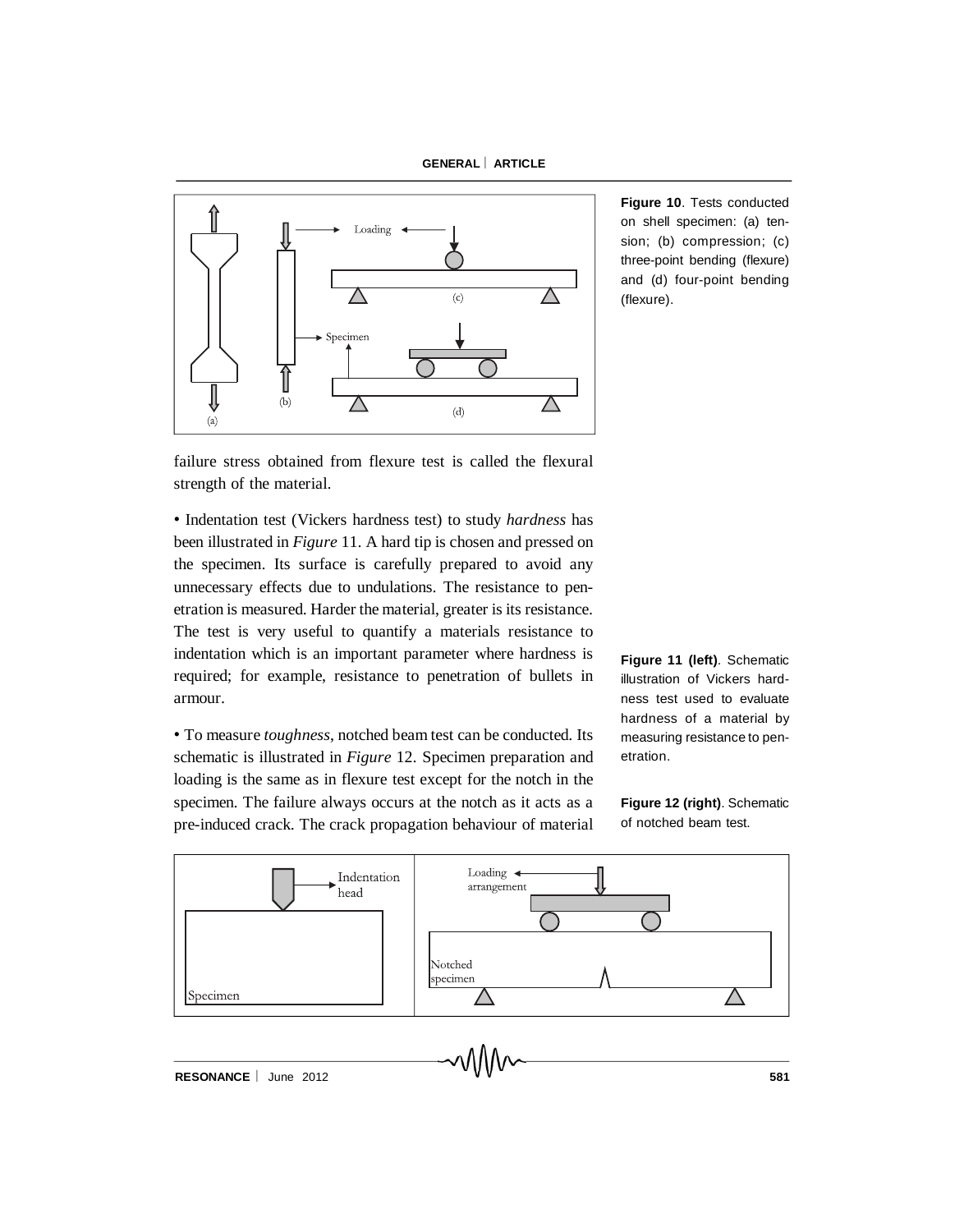Figure 10. Tests conducted on shell specimen: (a) tension; (b) compression; (c) three-point bending (flexure) and (d) four-point bending (flexure).

failure stress obtained from flexure test is called the flexural strength of the material.

• Indentation test (Vickers hardness test) to study *hardness* has been illustrated in *Figure* 11. A hard tip is chosen and pressed on the specimen. Its surface is carefully prepared to avoid any unnecessary effects due to undulations. The resistance to penetration is measured. Harder the material, greater is its resistance. The test is very useful to quantify a materials resistance to indentation which is an important parameter where hardness is required; for example, resistance to penetration of bullets in armour.

• To measure *toughness*, notched beam test can be conducted. Its schematic is illustrated in *Figure* 12. Specimen preparation and loading is the same as in flexure test except for the notch in the specimen. The failure always occurs at the notch as it acts as a pre-induced crack. The crack propagation behaviour of material

**Figure 11 (left)**. Schematic illustration of Vickers hardness test used to evaluate hardness of a material by measuring resistance to penetration.

**Figure 12 (right)**. Schematic of notched beam test.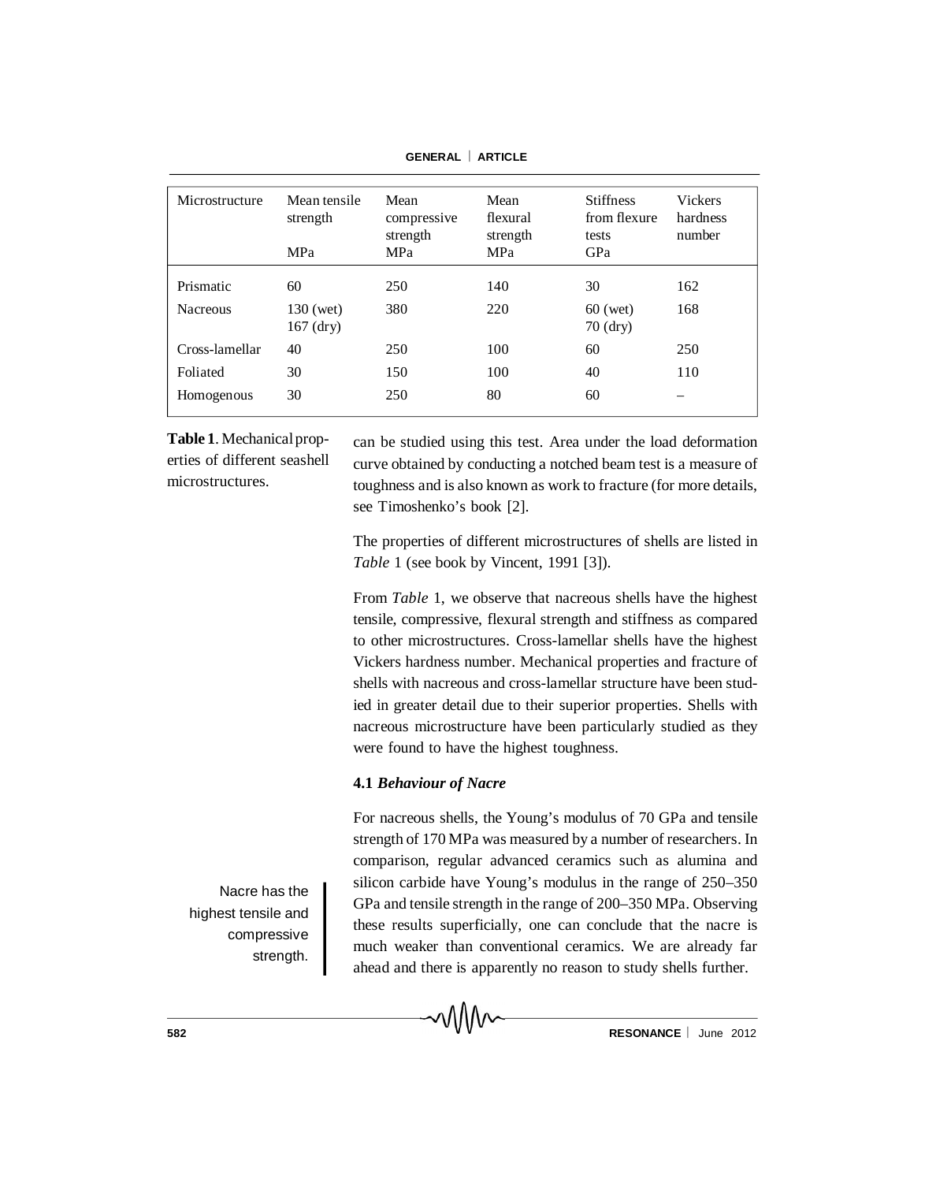| Microstructure | Mean tensile strength MPa | Mean compressive strength MPa | Mean flexural strength MPa | Stiffness from flexure tests GPa | Vickers hardness number |
| --- | --- | --- | --- | --- | --- |
| Prismatic | 60 | 250 | 140 | 30 | 162 |
| Nacreous | 130 (wet) 167 (dry) | 380 | 220 | 60 (wet) 70 (dry) | 168 |
| Cross-lamellar | 40 | 250 | 100 | 60 | 250 |
| Foliated | 30 | 150 | 100 | 40 | 110 |
| Homogenous | 30 | 250 | 80 | 60 | – |

**Table 1**. Mechanical properties of different seashell microstructures.

can be studied using this test. Area under the load deformation curve obtained by conducting a notched beam test is a measure of toughness and is also known as work to fracture (for more details, see Timoshenko's book [2].

The properties of different microstructures of shells are listed in *Table* 1 (see book by Vincent, 1991 [3]).

From *Table* 1, we observe that nacreous shells have the highest tensile, compressive, flexural strength and stiffness as compared to other microstructures. Cross-lamellar shells have the highest Vickers hardness number. Mechanical properties and fracture of shells with nacreous and cross-lamellar structure have been studied in greater detail due to their superior properties. Shells with nacreous microstructure have been particularly studied as they were found to have the highest toughness.

### 4.1 *Behaviour of Nacre*

Nacre has the highest tensile and compressive strength.

For nacreous shells, the Young's modulus of 70 GPa and tensile strength of 170 MPa was measured by a number of researchers. In comparison, regular advanced ceramics such as alumina and silicon carbide have Young's modulus in the range of 250–350 GPa and tensile strength in the range of 200–350 MPa. Observing these results superficially, one can conclude that the nacre is much weaker than conventional ceramics. We are already far ahead and there is apparently no reason to study shells further.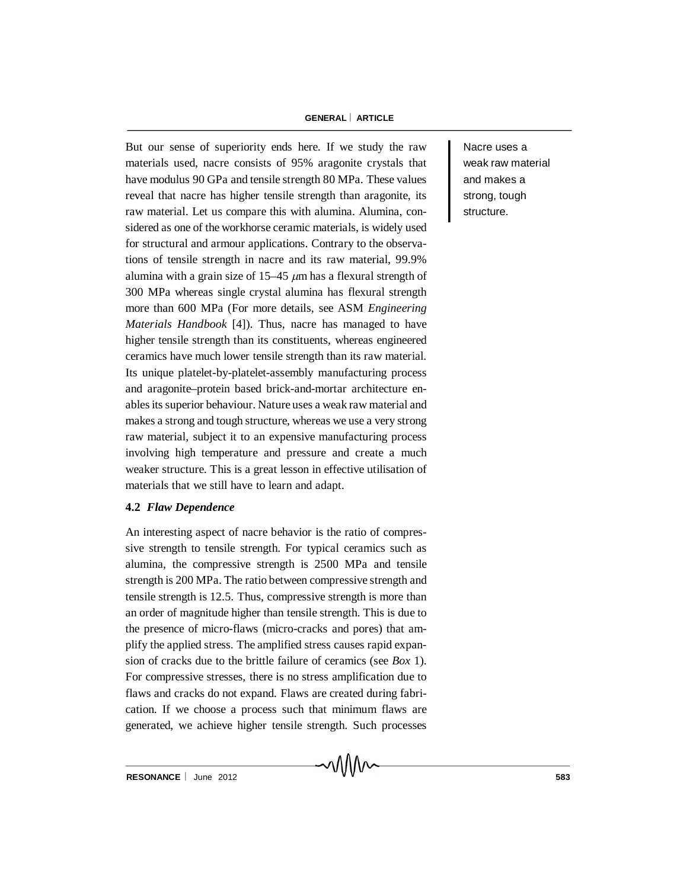But our sense of superiority ends here. If we study the raw materials used, nacre consists of 95% aragonite crystals that have modulus 90 GPa and tensile strength 80 MPa. These values reveal that nacre has higher tensile strength than aragonite, its raw material. Let us compare this with alumina. Alumina, considered as one of the workhorse ceramic materials, is widely used for structural and armour applications. Contrary to the observations of tensile strength in nacre and its raw material, 99.9% alumina with a grain size of 15–45 $\mu$m has a flexural strength of 300 MPa whereas single crystal alumina has flexural strength more than 600 MPa (For more details, see ASM *Engineering Materials Handbook* [4]). Thus, nacre has managed to have higher tensile strength than its constituents, whereas engineered ceramics have much lower tensile strength than its raw material. Its unique platelet-by-platelet-assembly manufacturing process and aragonite–protein based brick-and-mortar architecture enables its superior behaviour. Nature uses a weak raw material and makes a strong and tough structure, whereas we use a very strong raw material, subject it to an expensive manufacturing process involving high temperature and pressure and create a much weaker structure. This is a great lesson in effective utilisation of materials that we still have to learn and adapt.

Nacre uses a weak raw material and makes a strong, tough structure.

### 4.2 *Flaw Dependence*

An interesting aspect of nacre behavior is the ratio of compressive strength to tensile strength. For typical ceramics such as alumina, the compressive strength is 2500 MPa and tensile strength is 200 MPa. The ratio between compressive strength and tensile strength is 12.5. Thus, compressive strength is more than an order of magnitude higher than tensile strength. This is due to the presence of micro-flaws (micro-cracks and pores) that amplify the applied stress. The amplified stress causes rapid expansion of cracks due to the brittle failure of ceramics (see *Box* 1). For compressive stresses, there is no stress amplification due to flaws and cracks do not expand. Flaws are created during fabrication. If we choose a process such that minimum flaws are generated, we achieve higher tensile strength. Such processes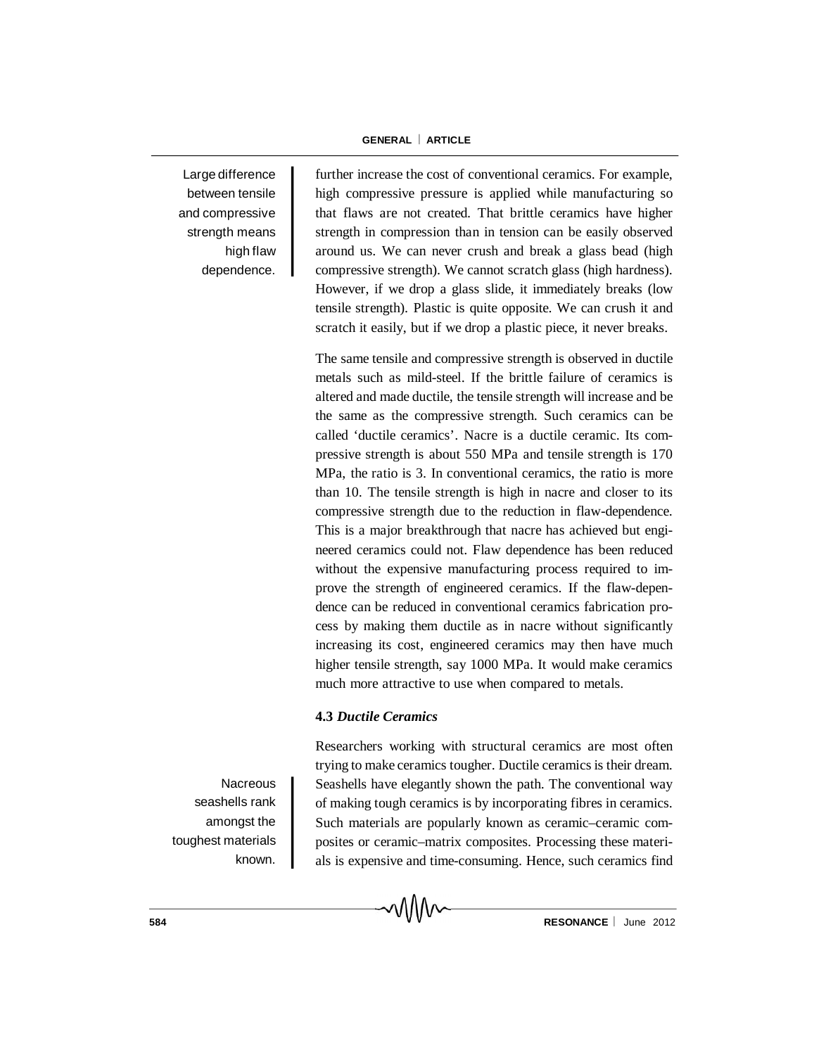Large difference between tensile and compressive strength means high flaw dependence.

further increase the cost of conventional ceramics. For example, high compressive pressure is applied while manufacturing so that flaws are not created. That brittle ceramics have higher strength in compression than in tension can be easily observed around us. We can never crush and break a glass bead (high compressive strength). We cannot scratch glass (high hardness). However, if we drop a glass slide, it immediately breaks (low tensile strength). Plastic is quite opposite. We can crush it and scratch it easily, but if we drop a plastic piece, it never breaks.

The same tensile and compressive strength is observed in ductile metals such as mild-steel. If the brittle failure of ceramics is altered and made ductile, the tensile strength will increase and be the same as the compressive strength. Such ceramics can be called 'ductile ceramics'. Nacre is a ductile ceramic. Its compressive strength is about 550 MPa and tensile strength is 170 MPa, the ratio is 3. In conventional ceramics, the ratio is more than 10. The tensile strength is high in nacre and closer to its compressive strength due to the reduction in flaw-dependence. This is a major breakthrough that nacre has achieved but engineered ceramics could not. Flaw dependence has been reduced without the expensive manufacturing process required to improve the strength of engineered ceramics. If the flaw-dependence can be reduced in conventional ceramics fabrication process by making them ductile as in nacre without significantly increasing its cost, engineered ceramics may then have much higher tensile strength, say 1000 MPa. It would make ceramics much more attractive to use when compared to metals.

### 4.3 *Ductile Ceramics*

Nacreous seashells rank amongst the toughest materials known.

Researchers working with structural ceramics are most often trying to make ceramics tougher. Ductile ceramics is their dream. Seashells have elegantly shown the path. The conventional way of making tough ceramics is by incorporating fibres in ceramics. Such materials are popularly known as ceramic–ceramic composites or ceramic–matrix composites. Processing these materials is expensive and time-consuming. Hence, such ceramics find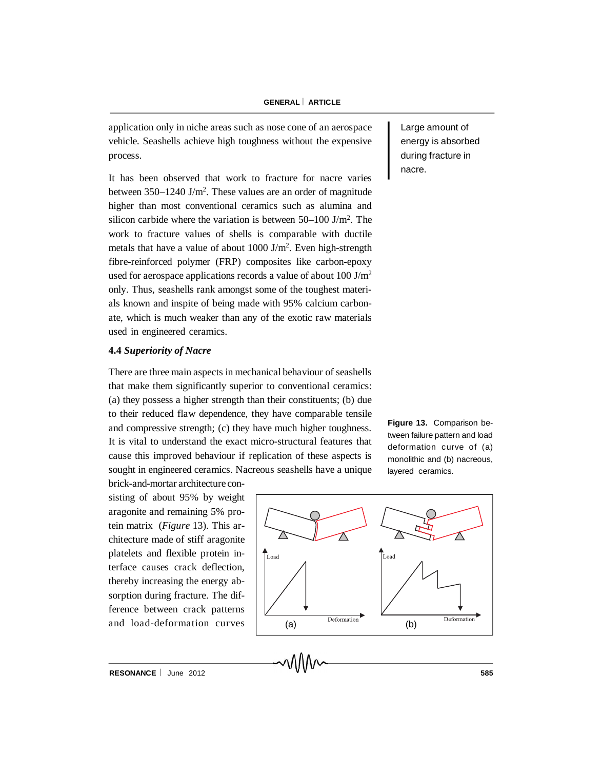application only in niche areas such as nose cone of an aerospace vehicle. Seashells achieve high toughness without the expensive process.

It has been observed that work to fracture for nacre varies between 350–1240 J/m$^2$. These values are an order of magnitude higher than most conventional ceramics such as alumina and silicon carbide where the variation is between 50–100 J/m$^2$. The work to fracture values of shells is comparable with ductile metals that have a value of about 1000 J/m$^2$. Even high-strength fibre-reinforced polymer (FRP) composites like carbon-epoxy used for aerospace applications records a value of about 100 J/m$^2$ only. Thus, seashells rank amongst some of the toughest materials known and inspite of being made with 95% calcium carbonate, which is much weaker than any of the exotic raw materials used in engineered ceramics.

Large amount of energy is absorbed during fracture in nacre.

### 4.4 *Superiority of Nacre*

There are three main aspects in mechanical behaviour of seashells that make them significantly superior to conventional ceramics: (a) they possess a higher strength than their constituents; (b) due to their reduced flaw dependence, they have comparable tensile and compressive strength; (c) they have much higher toughness. It is vital to understand the exact micro-structural features that cause this improved behaviour if replication of these aspects is sought in engineered ceramics. Nacreous seashells have a unique brick-and-mortar architecture consisting of about 95% by weight aragonite and remaining 5% protein matrix (*Figure* 13). This architecture made of stiff aragonite platelets and flexible protein interface causes crack deflection, thereby increasing the energy absorption during fracture. The difference between crack patterns and load-deformation curves

**Figure 13.** Comparison between failure pattern and load deformation curve of (a) monolithic and (b) nacreous, layered ceramics.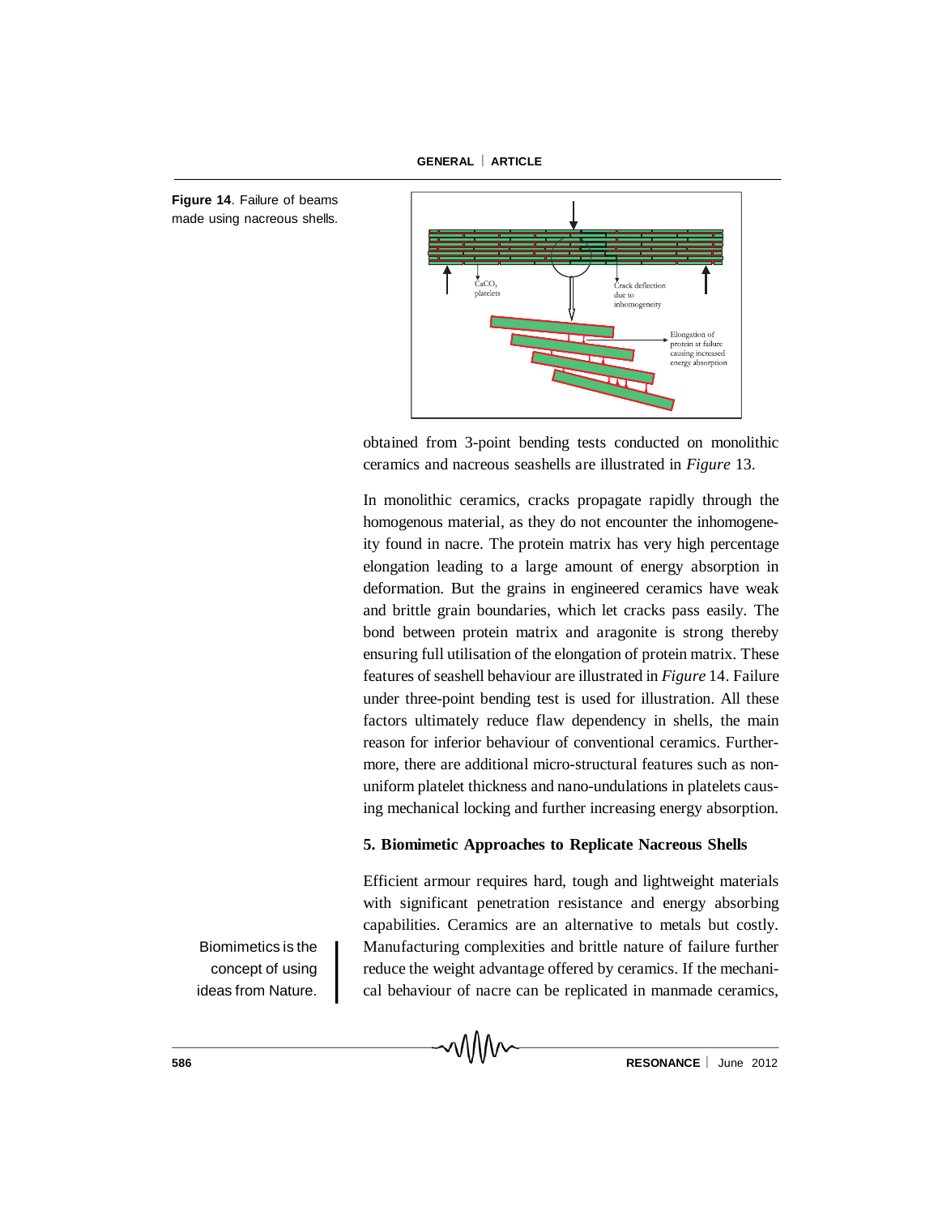**Figure 14**. Failure of beams made using nacreous shells.

obtained from 3-point bending tests conducted on monolithic ceramics and nacreous seashells are illustrated in *Figure* 13.

In monolithic ceramics, cracks propagate rapidly through the homogenous material, as they do not encounter the inhomogeneity found in nacre. The protein matrix has very high percentage elongation leading to a large amount of energy absorption in deformation. But the grains in engineered ceramics have weak and brittle grain boundaries, which let cracks pass easily. The bond between protein matrix and aragonite is strong thereby ensuring full utilisation of the elongation of protein matrix. These features of seashell behaviour are illustrated in *Figure* 14. Failure under three-point bending test is used for illustration. All these factors ultimately reduce flaw dependency in shells, the main reason for inferior behaviour of conventional ceramics. Furthermore, there are additional micro-structural features such as non-uniform platelet thickness and nano-undulations in platelets causing mechanical locking and further increasing energy absorption.

### 5. Biomimetic Approaches to Replicate Nacreous Shells

Biomimetics is the concept of using ideas from Nature.

Efficient armour requires hard, tough and lightweight materials with significant penetration resistance and energy absorbing capabilities. Ceramics are an alternative to metals but costly. Manufacturing complexities and brittle nature of failure further reduce the weight advantage offered by ceramics. If the mechanical behaviour of nacre can be replicated in manmade ceramics,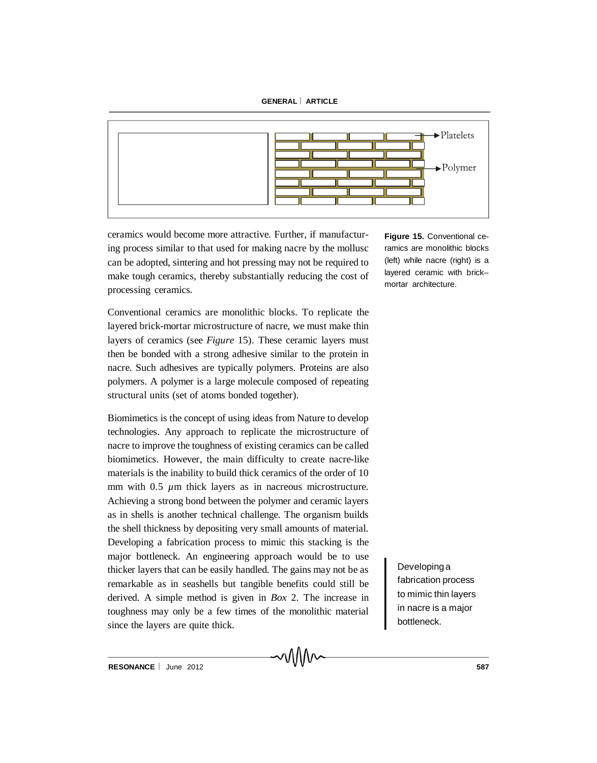Platelets

Polymer

Figure 15. Conventional ceramics are monolithic blocks (left) while nacre (right) is a layered ceramic with brick–mortar architecture.

ceramics would become more attractive. Further, if manufacturing process similar to that used for making nacre by the mollusc can be adopted, sintering and hot pressing may not be required to make tough ceramics, thereby substantially reducing the cost of processing ceramics.

Conventional ceramics are monolithic blocks. To replicate the layered brick-mortar microstructure of nacre, we must make thin layers of ceramics (see *Figure* 15). These ceramic layers must then be bonded with a strong adhesive similar to the protein in nacre. Such adhesives are typically polymers. Proteins are also polymers. A polymer is a large molecule composed of repeating structural units (set of atoms bonded together).

Biomimetics is the concept of using ideas from Nature to develop technologies. Any approach to replicate the microstructure of nacre to improve the toughness of existing ceramics can be called biomimetics. However, the main difficulty to create nacre-like materials is the inability to build thick ceramics of the order of 10 mm with 0.5 $\mu$m thick layers as in nacreous microstructure. Achieving a strong bond between the polymer and ceramic layers as in shells is another technical challenge. The organism builds the shell thickness by depositing very small amounts of material. Developing a fabrication process to mimic this stacking is the major bottleneck. An engineering approach would be to use thicker layers that can be easily handled. The gains may not be as remarkable as in seashells but tangible benefits could still be derived. A simple method is given in *Box* 2. The increase in toughness may only be a few times of the monolithic material since the layers are quite thick.

Developing a fabrication process to mimic thin layers in nacre is a major bottleneck.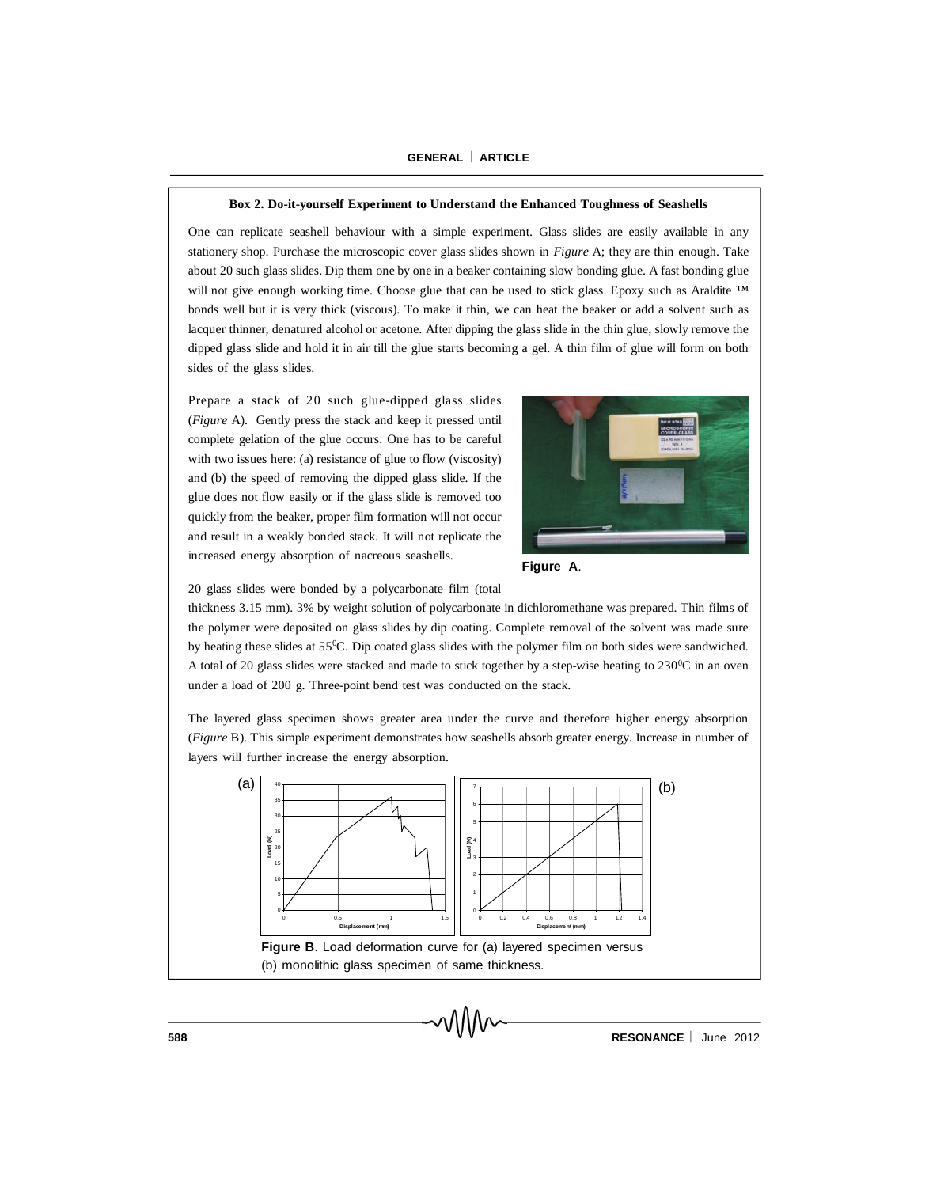**Box 2. Do-it-yourself Experiment to Understand the Enhanced Toughness of Seashells**

One can replicate seashell behaviour with a simple experiment. Glass slides are easily available in any stationery shop. Purchase the microscopic cover glass slides shown in *Figure* A; they are thin enough. Take about 20 such glass slides. Dip them one by one in a beaker containing slow bonding glue. A fast bonding glue will not give enough working time. Choose glue that can be used to stick glass. Epoxy such as Araldite ™ bonds well but it is very thick (viscous). To make it thin, we can heat the beaker or add a solvent such as lacquer thinner, denatured alcohol or acetone. After dipping the glass slide in the thin glue, slowly remove the dipped glass slide and hold it in air till the glue starts becoming a gel. A thin film of glue will form on both sides of the glass slides.

Prepare a stack of 20 such glue-dipped glass slides (*Figure* A). Gently press the stack and keep it pressed until complete gelation of the glue occurs. One has to be careful with two issues here: (a) resistance of glue to flow (viscosity) and (b) the speed of removing the dipped glass slide. If the glue does not flow easily or if the glass slide is removed too quickly from the beaker, proper film formation will not occur and result in a weakly bonded stack. It will not replicate the increased energy absorption of nacreous seashells.

**Figure A**.

20 glass slides were bonded by a polycarbonate film (total thickness 3.15 mm). 3% by weight solution of polycarbonate in dichloromethane was prepared. Thin films of the polymer were deposited on glass slides by dip coating. Complete removal of the solvent was made sure by heating these slides at $55^0$C. Dip coated glass slides with the polymer film on both sides were sandwiched. A total of 20 glass slides were stacked and made to stick together by a step-wise heating to $230^0$C in an oven under a load of 200 g. Three-point bend test was conducted on the stack.

The layered glass specimen shows greater area under the curve and therefore higher energy absorption (*Figure* B). This simple experiment demonstrates how seashells absorb greater energy. Increase in number of layers will further increase the energy absorption.

**Figure B**. Load deformation curve for (a) layered specimen versus (b) monolithic glass specimen of same thickness.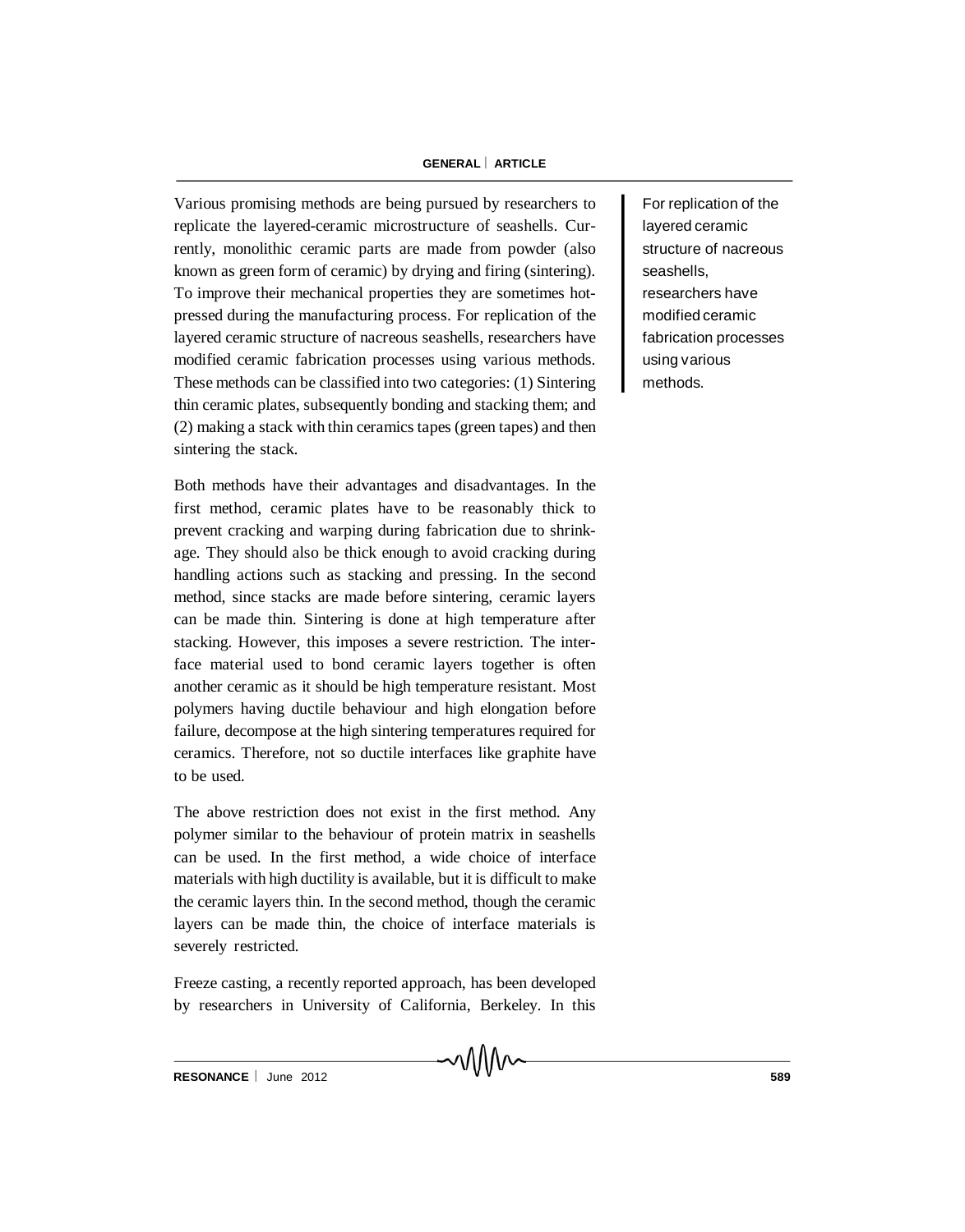Various promising methods are being pursued by researchers to replicate the layered-ceramic microstructure of seashells. Currently, monolithic ceramic parts are made from powder (also known as green form of ceramic) by drying and firing (sintering). To improve their mechanical properties they are sometimes hot-pressed during the manufacturing process. For replication of the layered ceramic structure of nacreous seashells, researchers have modified ceramic fabrication processes using various methods. These methods can be classified into two categories: (1) Sintering thin ceramic plates, subsequently bonding and stacking them; and (2) making a stack with thin ceramics tapes (green tapes) and then sintering the stack.

> For replication of the layered ceramic structure of nacreous seashells, researchers have modified ceramic fabrication processes using various methods.

Both methods have their advantages and disadvantages. In the first method, ceramic plates have to be reasonably thick to prevent cracking and warping during fabrication due to shrinkage. They should also be thick enough to avoid cracking during handling actions such as stacking and pressing. In the second method, since stacks are made before sintering, ceramic layers can be made thin. Sintering is done at high temperature after stacking. However, this imposes a severe restriction. The interface material used to bond ceramic layers together is often another ceramic as it should be high temperature resistant. Most polymers having ductile behaviour and high elongation before failure, decompose at the high sintering temperatures required for ceramics. Therefore, not so ductile interfaces like graphite have to be used.

The above restriction does not exist in the first method. Any polymer similar to the behaviour of protein matrix in seashells can be used. In the first method, a wide choice of interface materials with high ductility is available, but it is difficult to make the ceramic layers thin. In the second method, though the ceramic layers can be made thin, the choice of interface materials is severely restricted.

Freeze casting, a recently reported approach, has been developed by researchers in University of California, Berkeley. In this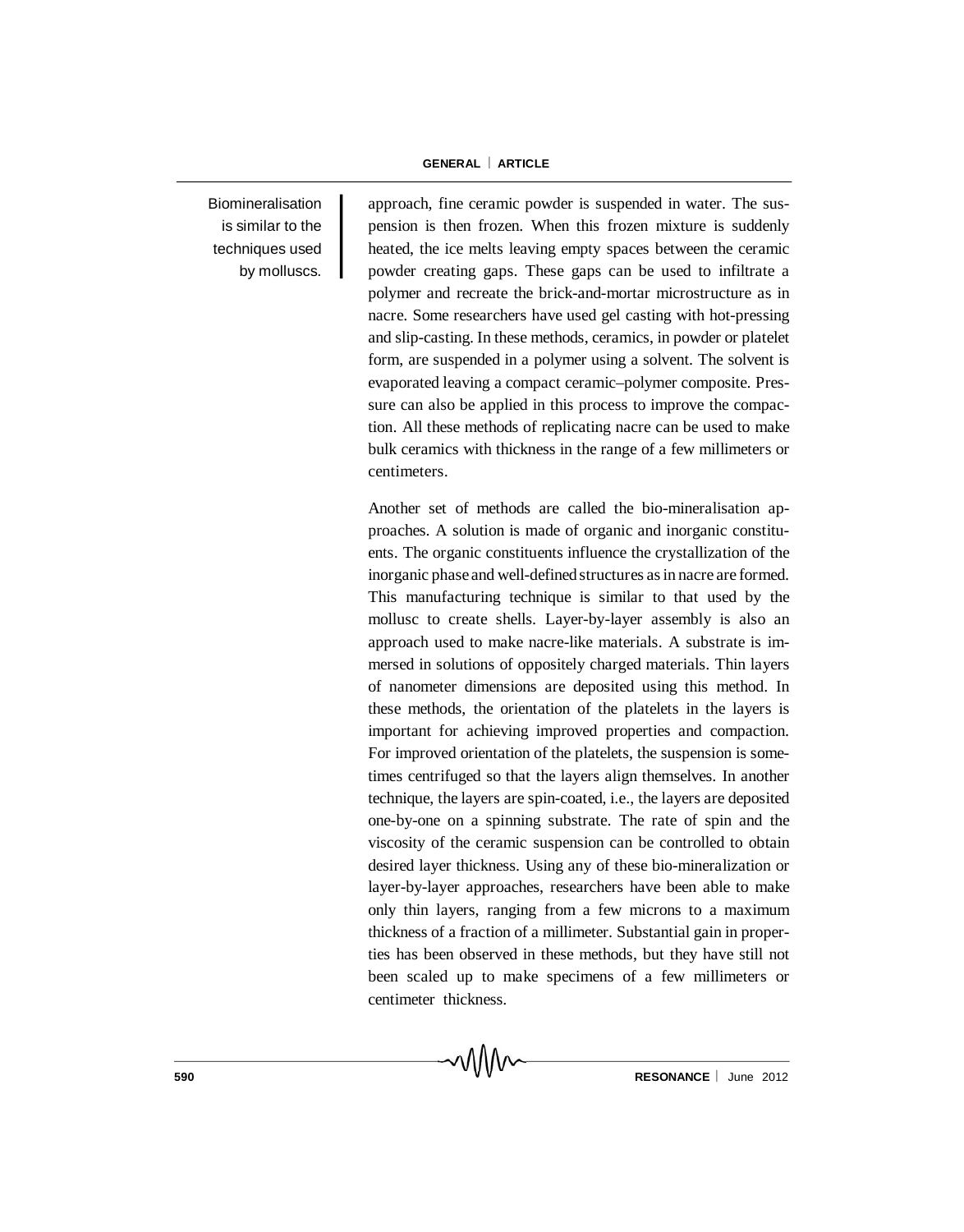Biomineralisation is similar to the techniques used by molluscs.

approach, fine ceramic powder is suspended in water. The suspension is then frozen. When this frozen mixture is suddenly heated, the ice melts leaving empty spaces between the ceramic powder creating gaps. These gaps can be used to infiltrate a polymer and recreate the brick-and-mortar microstructure as in nacre. Some researchers have used gel casting with hot-pressing and slip-casting. In these methods, ceramics, in powder or platelet form, are suspended in a polymer using a solvent. The solvent is evaporated leaving a compact ceramic–polymer composite. Pressure can also be applied in this process to improve the compaction. All these methods of replicating nacre can be used to make bulk ceramics with thickness in the range of a few millimeters or centimeters.

Another set of methods are called the bio-mineralisation approaches. A solution is made of organic and inorganic constituents. The organic constituents influence the crystallization of the inorganic phase and well-defined structures as in nacre are formed. This manufacturing technique is similar to that used by the mollusc to create shells. Layer-by-layer assembly is also an approach used to make nacre-like materials. A substrate is immersed in solutions of oppositely charged materials. Thin layers of nanometer dimensions are deposited using this method. In these methods, the orientation of the platelets in the layers is important for achieving improved properties and compaction. For improved orientation of the platelets, the suspension is sometimes centrifuged so that the layers align themselves. In another technique, the layers are spin-coated, i.e., the layers are deposited one-by-one on a spinning substrate. The rate of spin and the viscosity of the ceramic suspension can be controlled to obtain desired layer thickness. Using any of these bio-mineralization or layer-by-layer approaches, researchers have been able to make only thin layers, ranging from a few microns to a maximum thickness of a fraction of a millimeter. Substantial gain in properties has been observed in these methods, but they have still not been scaled up to make specimens of a few millimeters or centimeter thickness.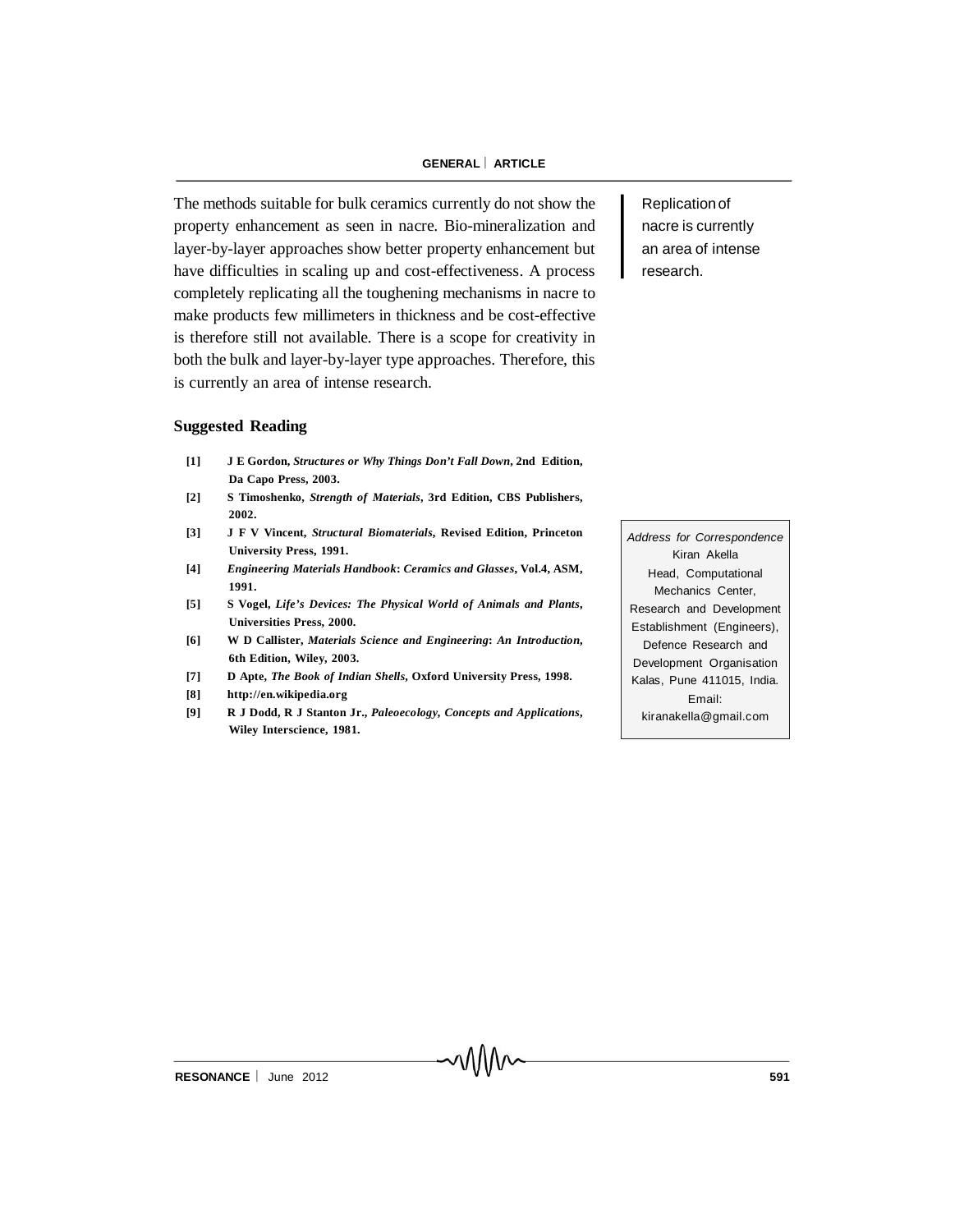The methods suitable for bulk ceramics currently do not show the property enhancement as seen in nacre. Bio-mineralization and layer-by-layer approaches show better property enhancement but have difficulties in scaling up and cost-effectiveness. A process completely replicating all the toughening mechanisms in nacre to make products few millimeters in thickness and be cost-effective is therefore still not available. There is a scope for creativity in both the bulk and layer-by-layer type approaches. Therefore, this is currently an area of intense research.

Replication of nacre is currently an area of intense research.

## Suggested Reading

**[1]** **J E Gordon,** ***Structures or Why Things Don't Fall Down*****, 2nd Edition, Da Capo Press, 2003.**

**[2]** **S Timoshenko,** ***Strength of Materials*****, 3rd Edition, CBS Publishers, 2002.**

**[3]** **J F V Vincent,** ***Structural Biomaterials*****, Revised Edition, Princeton University Press, 1991.**

**[4]** ***Engineering Materials Handbook*****:** ***Ceramics and Glasses*****, Vol.4, ASM, 1991.**

**[5]** **S Vogel,** ***Life's Devices: The Physical World of Animals and Plants*****, Universities Press, 2000.**

**[6]** **W D Callister,** ***Materials Science and Engineering*****:** ***An Introduction*****, 6th Edition, Wiley, 2003.**

**[7]** **D Apte,** ***The Book of Indian Shells*****, Oxford University Press, 1998.**

**[8]** **http://en.wikipedia.org**

**[9]** **R J Dodd, R J Stanton Jr.,** ***Paleoecology, Concepts and Applications*****, Wiley Interscience, 1981.**

*Address for Correspondence*
Kiran Akella
Head, Computational Mechanics Center,
Research and Development Establishment (Engineers),
Defence Research and Development Organisation
Kalas, Pune 411015, India.
Email:
kiranakella@gmail.com